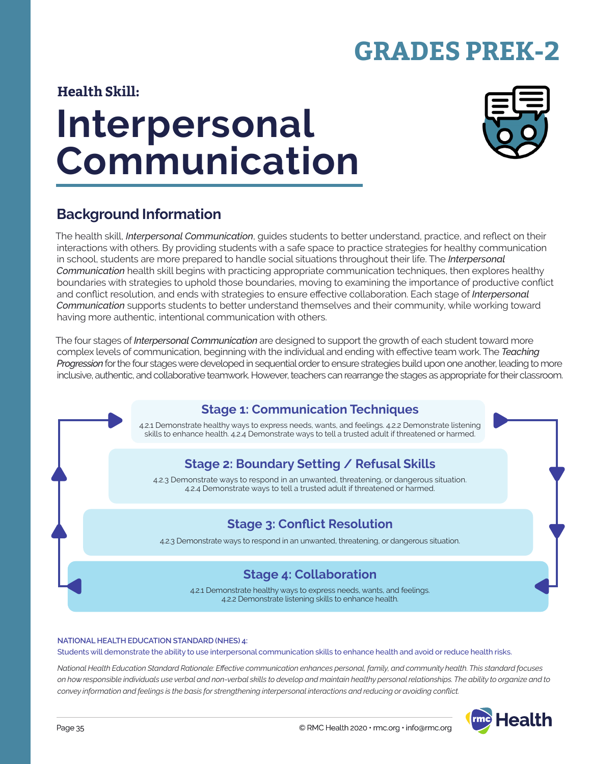# GRADES PREK-2

**Health Skill:**

# Interpersonal Communication

## Background Information

The health skill, *Interpersonal Communication*, guides students to better understand, practice, and reflect on their interactions with others. By providing students with a safe space to practice strategies for healthy communication in school, students are more prepared to handle social situations throughout their life. The *Interpersonal Communication* health skill begins with practicing appropriate communication techniques, then explores healthy boundaries with strategies to uphold those boundaries, moving to examining the importance of productive conflict and conflict resolution, and ends with strategies to ensure effective collaboration. Each stage of *Interpersonal Communication* supports students to better understand themselves and their community, while working toward having more authentic, intentional communication with others.

The four stages of *Interpersonal Communication* are designed to support the growth of each student toward more complex levels of communication, beginning with the individual and ending with effective team work. The *Teaching Progression* for the four stages were developed in sequential order to ensure strategies build upon one another, leading to more inclusive, authentic, and collaborative teamwork. However, teachers can rearrange the stages as appropriate for their classroom.

### Stage 1: Communication Techniques

4.2.1 Demonstrate healthy ways to express needs, wants, and feelings. 4.2.2 Demonstrate listening skills to enhance health. 4.2.4 Demonstrate ways to tell a trusted adult if threatened or harmed.

### Stage 2: Boundary Setting / Refusal Skills

4.2.3 Demonstrate ways to respond in an unwanted, threatening, or dangerous situation. 4.2.4 Demonstrate ways to tell a trusted adult if threatened or harmed.

### Stage 3: Conflict Resolution

4.2.3 Demonstrate ways to respond in an unwanted, threatening, or dangerous situation.

### Stage 4: Collaboration

4.2.1 Demonstrate healthy ways to express needs, wants, and feelings. 4.2.2 Demonstrate listening skills to enhance health.

**NATIONAL HEALTH EDUCATION STANDARD (NHES) 4:**
Students will demonstrate the ability to use interpersonal communication skills to enhance health and avoid or reduce health risks.

*National Health Education Standard Rationale: Effective communication enhances personal, family, and community health. This standard focuses on how responsible individuals use verbal and non-verbal skills to develop and maintain healthy personal relationships. The ability to organize and to convey information and feelings is the basis for strengthening interpersonal interactions and reducing or avoiding conflict.*

© RMC Health 2020 • rmc.org • info@rmc.org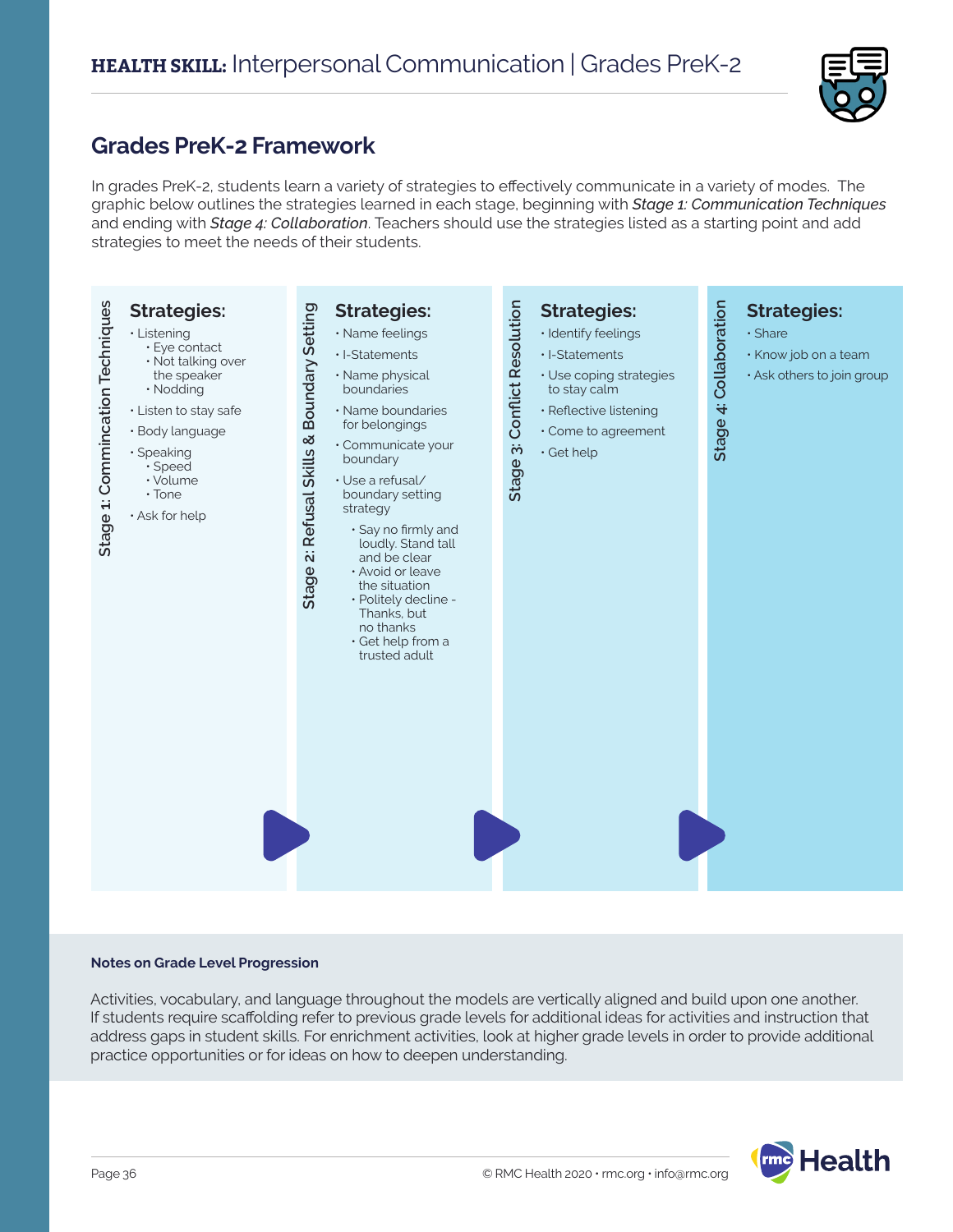# HEALTH SKILL: Interpersonal Communication | Grades PreK-2

## Grades PreK-2 Framework

In grades PreK-2, students learn a variety of strategies to effectively communicate in a variety of modes. The graphic below outlines the strategies learned in each stage, beginning with ***Stage 1: Communication Techniques*** and ending with ***Stage 4: Collaboration***. Teachers should use the strategies listed as a starting point and add strategies to meet the needs of their students.

### Stage 1: Commincation Techniques

**Strategies:**

- Listening
  - Eye contact
  - Not talking over the speaker
  - Nodding
- Listen to stay safe
- Body language
- Speaking
  - Speed
  - Volume
  - Tone
- Ask for help

### Stage 2: Refusal Skills & Boundary Setting

**Strategies:**

- Name feelings
- I-Statements
- Name physical boundaries
- Name boundaries for belongings
- Communicate your boundary
- Use a refusal/ boundary setting strategy
  - Say no firmly and loudly. Stand tall and be clear
  - Avoid or leave the situation
  - Politely decline - Thanks, but no thanks
  - Get help from a trusted adult

### Stage 3: Conflict Resolution

**Strategies:**

- Identify feelings
- I-Statements
- Use coping strategies to stay calm
- Reflective listening
- Come to agreement
- Get help

### Stage 4: Collaboration

**Strategies:**

- Share
- Know job on a team
- Ask others to join group

**Notes on Grade Level Progression**

Activities, vocabulary, and language throughout the models are vertically aligned and build upon one another. If students require scaffolding refer to previous grade levels for additional ideas for activities and instruction that address gaps in student skills. For enrichment activities, look at higher grade levels in order to provide additional practice opportunities or for ideas on how to deepen understanding.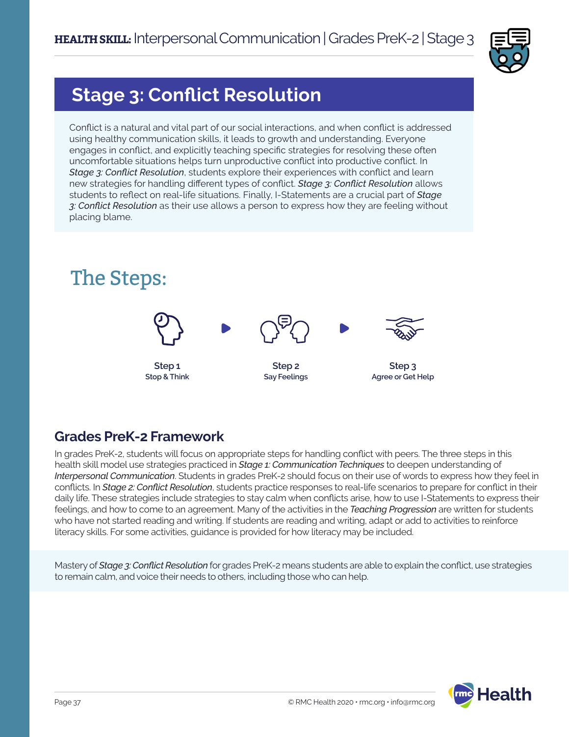# Stage 3: Conflict Resolution

Conflict is a natural and vital part of our social interactions, and when conflict is addressed using healthy communication skills, it leads to growth and understanding. Everyone engages in conflict, and explicitly teaching specific strategies for resolving these often uncomfortable situations helps turn unproductive conflict into productive conflict. In *Stage 3: Conflict Resolution*, students explore their experiences with conflict and learn new strategies for handling different types of conflict. *Stage 3: Conflict Resolution* allows students to reflect on real-life situations. Finally, I-Statements are a crucial part of *Stage 3: Conflict Resolution* as their use allows a person to express how they are feeling without placing blame.

## The Steps:

**Step 1**
**Stop & Think**

**Step 2**
**Say Feelings**

**Step 3**
**Agree or Get Help**

## Grades PreK-2 Framework

In grades PreK-2, students will focus on appropriate steps for handling conflict with peers. The three steps in this health skill model use strategies practiced in *Stage 1: Communication Techniques* to deepen understanding of *Interpersonal Communication*. Students in grades PreK-2 should focus on their use of words to express how they feel in conflicts. In *Stage 2: Conflict Resolution*, students practice responses to real-life scenarios to prepare for conflict in their daily life. These strategies include strategies to stay calm when conflicts arise, how to use I-Statements to express their feelings, and how to come to an agreement. Many of the activities in the *Teaching Progression* are written for students who have not started reading and writing. If students are reading and writing, adapt or add to activities to reinforce literacy skills. For some activities, guidance is provided for how literacy may be included.

Mastery of *Stage 3: Conflict Resolution* for grades PreK-2 means students are able to explain the conflict, use strategies to remain calm, and voice their needs to others, including those who can help.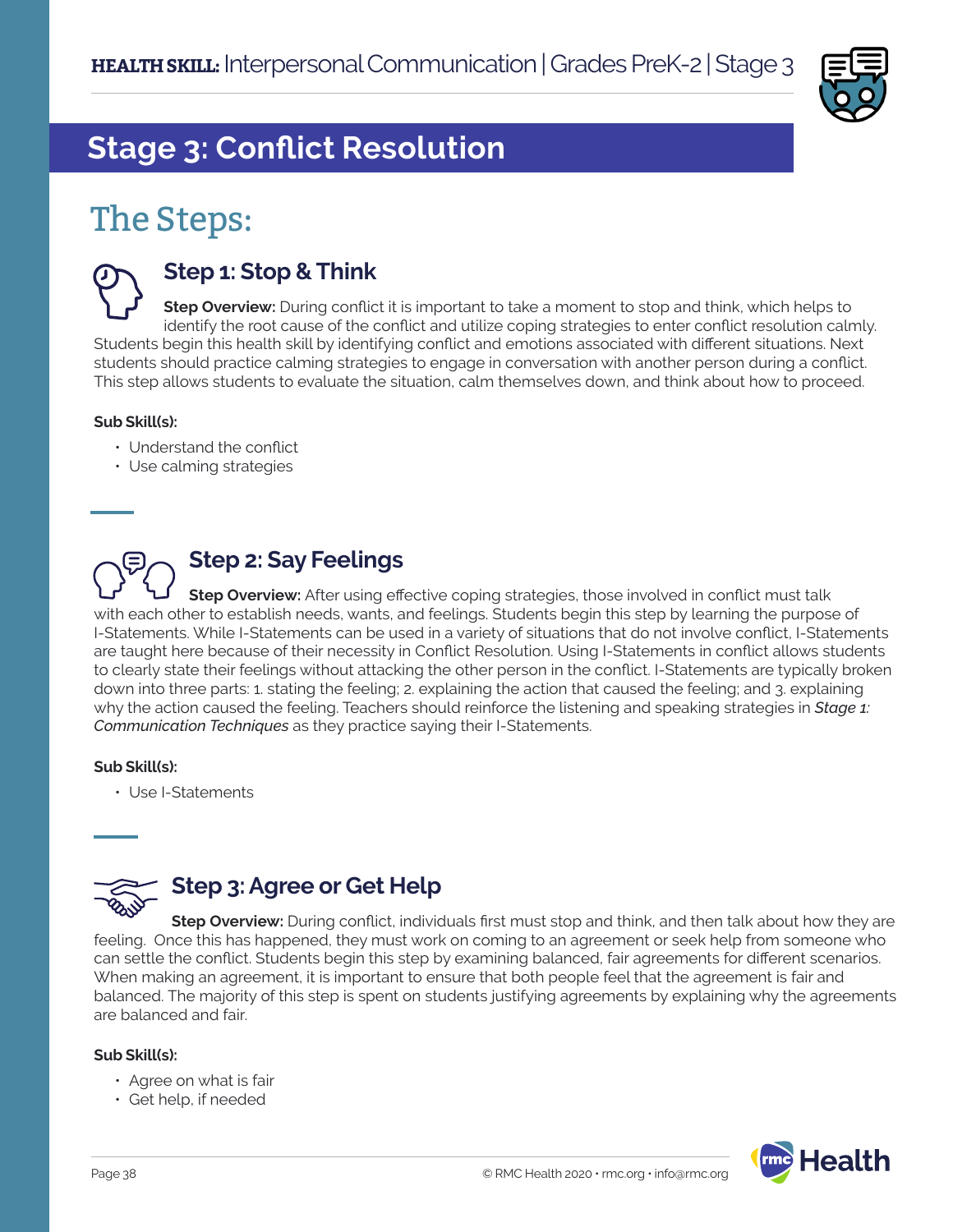## Stage 3: Conflict Resolution

# The Steps:

### Step 1: Stop & Think

**Step Overview:** During conflict it is important to take a moment to stop and think, which helps to identify the root cause of the conflict and utilize coping strategies to enter conflict resolution calmly. Students begin this health skill by identifying conflict and emotions associated with different situations. Next students should practice calming strategies to engage in conversation with another person during a conflict. This step allows students to evaluate the situation, calm themselves down, and think about how to proceed.

**Sub Skill(s):**

- Understand the conflict
- Use calming strategies

### Step 2: Say Feelings

**Step Overview:** After using effective coping strategies, those involved in conflict must talk with each other to establish needs, wants, and feelings. Students begin this step by learning the purpose of I-Statements. While I-Statements can be used in a variety of situations that do not involve conflict, I-Statements are taught here because of their necessity in Conflict Resolution. Using I-Statements in conflict allows students to clearly state their feelings without attacking the other person in the conflict. I-Statements are typically broken down into three parts: 1. stating the feeling; 2. explaining the action that caused the feeling; and 3. explaining why the action caused the feeling. Teachers should reinforce the listening and speaking strategies in ***Stage 1:*** *Communication Techniques* as they practice saying their I-Statements.

**Sub Skill(s):**

- Use I-Statements

### Step 3: Agree or Get Help

**Step Overview:** During conflict, individuals first must stop and think, and then talk about how they are feeling. Once this has happened, they must work on coming to an agreement or seek help from someone who can settle the conflict. Students begin this step by examining balanced, fair agreements for different scenarios. When making an agreement, it is important to ensure that both people feel that the agreement is fair and balanced. The majority of this step is spent on students justifying agreements by explaining why the agreements are balanced and fair.

**Sub Skill(s):**

- Agree on what is fair
- Get help, if needed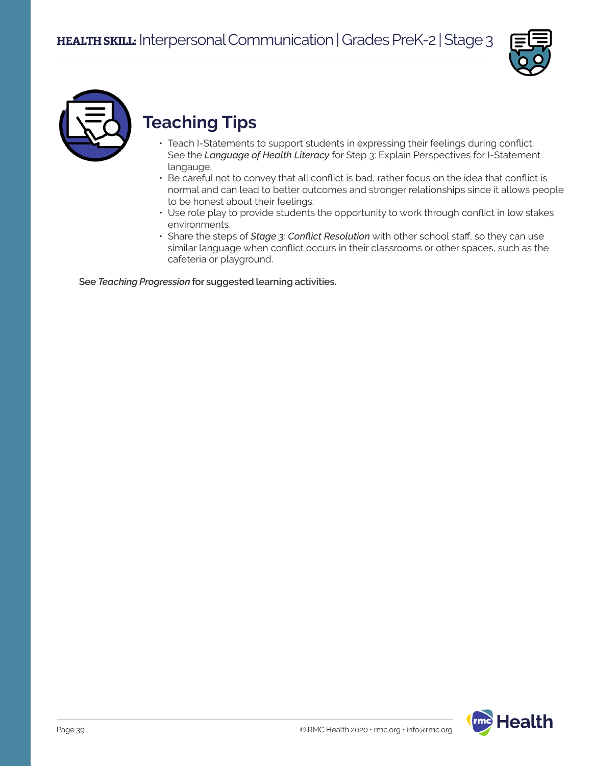## Teaching Tips

- Teach I-Statements to support students in expressing their feelings during conflict. See the *Language of Health Literacy* for Step 3: Explain Perspectives for I-Statement langauge.
- Be careful not to convey that all conflict is bad, rather focus on the idea that conflict is normal and can lead to better outcomes and stronger relationships since it allows people to be honest about their feelings.
- Use role play to provide students the opportunity to work through conflict in low stakes environments.
- Share the steps of ***Stage 3: Conflict Resolution*** with other school staff, so they can use similar language when conflict occurs in their classrooms or other spaces, such as the cafeteria or playground.

**See *Teaching Progression* for suggested learning activities.**